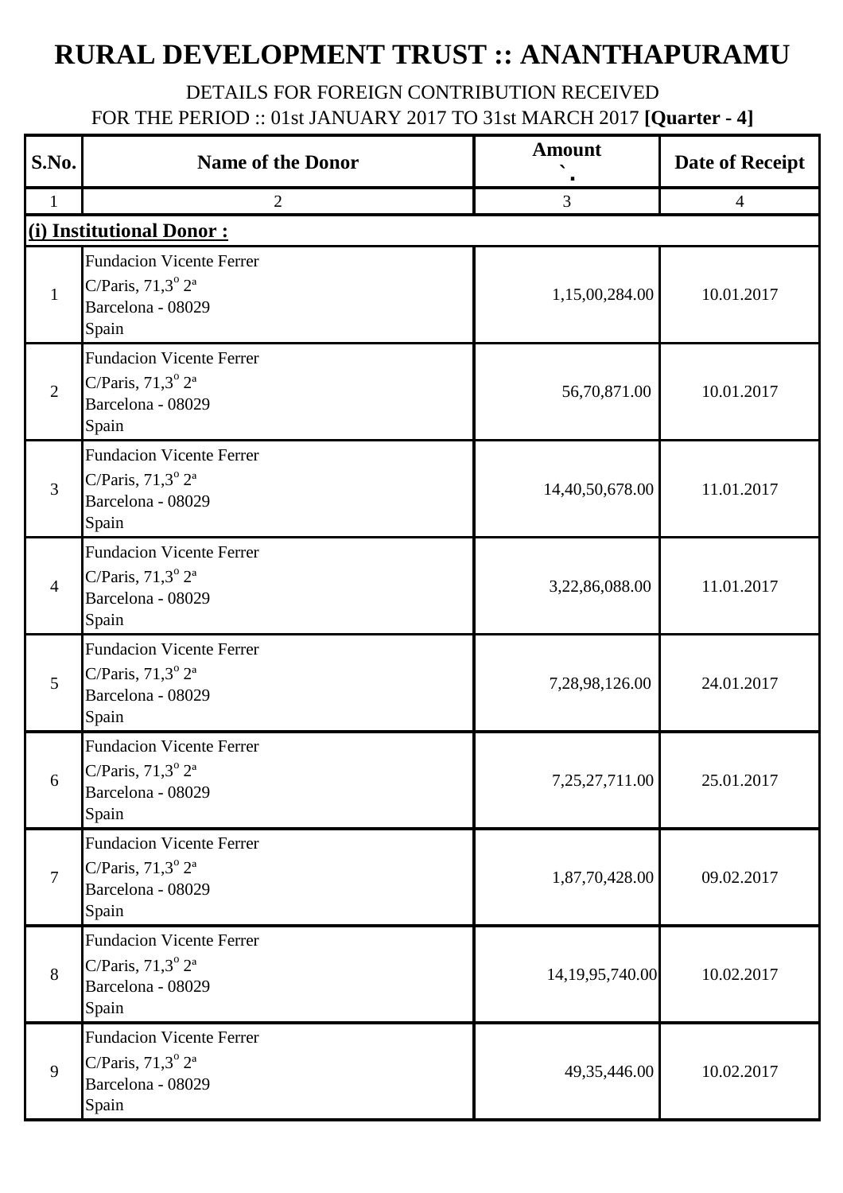# RURAL DEVELOPMENT TRUST :: ANANTHAPURAMU

DETAILS FOR FOREIGN CONTRIBUTION RECEIVED

FOR THE PERIOD :: 01st JANUARY 2017 TO 31st MARCH 2017 **[Quarter - 4]**

| S.No. | Name of the Donor | Amount ` | Date of Receipt |
|---|---|---|---|
| 1 | 2 | 3 | 4 |
| **(i) Institutional Donor :** | | | |
| 1 | Fundacion Vicente Ferrer<br>C/Paris, 71,3º 2ª<br>Barcelona - 08029<br>Spain | 1,15,00,284.00 | 10.01.2017 |
| 2 | Fundacion Vicente Ferrer<br>C/Paris, 71,3º 2ª<br>Barcelona - 08029<br>Spain | 56,70,871.00 | 10.01.2017 |
| 3 | Fundacion Vicente Ferrer<br>C/Paris, 71,3º 2ª<br>Barcelona - 08029<br>Spain | 14,40,50,678.00 | 11.01.2017 |
| 4 | Fundacion Vicente Ferrer<br>C/Paris, 71,3º 2ª<br>Barcelona - 08029<br>Spain | 3,22,86,088.00 | 11.01.2017 |
| 5 | Fundacion Vicente Ferrer<br>C/Paris, 71,3º 2ª<br>Barcelona - 08029<br>Spain | 7,28,98,126.00 | 24.01.2017 |
| 6 | Fundacion Vicente Ferrer<br>C/Paris, 71,3º 2ª<br>Barcelona - 08029<br>Spain | 7,25,27,711.00 | 25.01.2017 |
| 7 | Fundacion Vicente Ferrer<br>C/Paris, 71,3º 2ª<br>Barcelona - 08029<br>Spain | 1,87,70,428.00 | 09.02.2017 |
| 8 | Fundacion Vicente Ferrer<br>C/Paris, 71,3º 2ª<br>Barcelona - 08029<br>Spain | 14,19,95,740.00 | 10.02.2017 |
| 9 | Fundacion Vicente Ferrer<br>C/Paris, 71,3º 2ª<br>Barcelona - 08029<br>Spain | 49,35,446.00 | 10.02.2017 |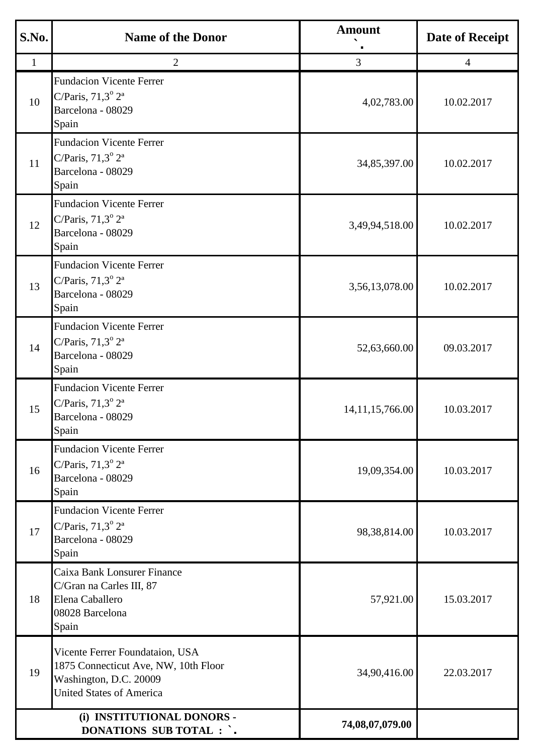| S.No. | Name of the Donor | Amount ` . | Date of Receipt |
|---|---|---|---|
| 1 | 2 | 3 | 4 |
| 10 | Fundacion Vicente Ferrer<br>C/Paris, 71,3º 2ª<br>Barcelona - 08029<br>Spain | 4,02,783.00 | 10.02.2017 |
| 11 | Fundacion Vicente Ferrer<br>C/Paris, 71,3º 2ª<br>Barcelona - 08029<br>Spain | 34,85,397.00 | 10.02.2017 |
| 12 | Fundacion Vicente Ferrer<br>C/Paris, 71,3º 2ª<br>Barcelona - 08029<br>Spain | 3,49,94,518.00 | 10.02.2017 |
| 13 | Fundacion Vicente Ferrer<br>C/Paris, 71,3º 2ª<br>Barcelona - 08029<br>Spain | 3,56,13,078.00 | 10.02.2017 |
| 14 | Fundacion Vicente Ferrer<br>C/Paris, 71,3º 2ª<br>Barcelona - 08029<br>Spain | 52,63,660.00 | 09.03.2017 |
| 15 | Fundacion Vicente Ferrer<br>C/Paris, 71,3º 2ª<br>Barcelona - 08029<br>Spain | 14,11,15,766.00 | 10.03.2017 |
| 16 | Fundacion Vicente Ferrer<br>C/Paris, 71,3º 2ª<br>Barcelona - 08029<br>Spain | 19,09,354.00 | 10.03.2017 |
| 17 | Fundacion Vicente Ferrer<br>C/Paris, 71,3º 2ª<br>Barcelona - 08029<br>Spain | 98,38,814.00 | 10.03.2017 |
| 18 | Caixa Bank Lonsurer Finance<br>C/Gran na Carles III, 87<br>Elena Caballero<br>08028 Barcelona<br>Spain | 57,921.00 | 15.03.2017 |
| 19 | Vicente Ferrer Foundataion, USA<br>1875 Connecticut Ave, NW, 10th Floor<br>Washington, D.C. 20009<br>United States of America | 34,90,416.00 | 22.03.2017 |
| **(i) INSTITUTIONAL DONORS - DONATIONS SUB TOTAL : ` .** | | **74,08,07,079.00** | |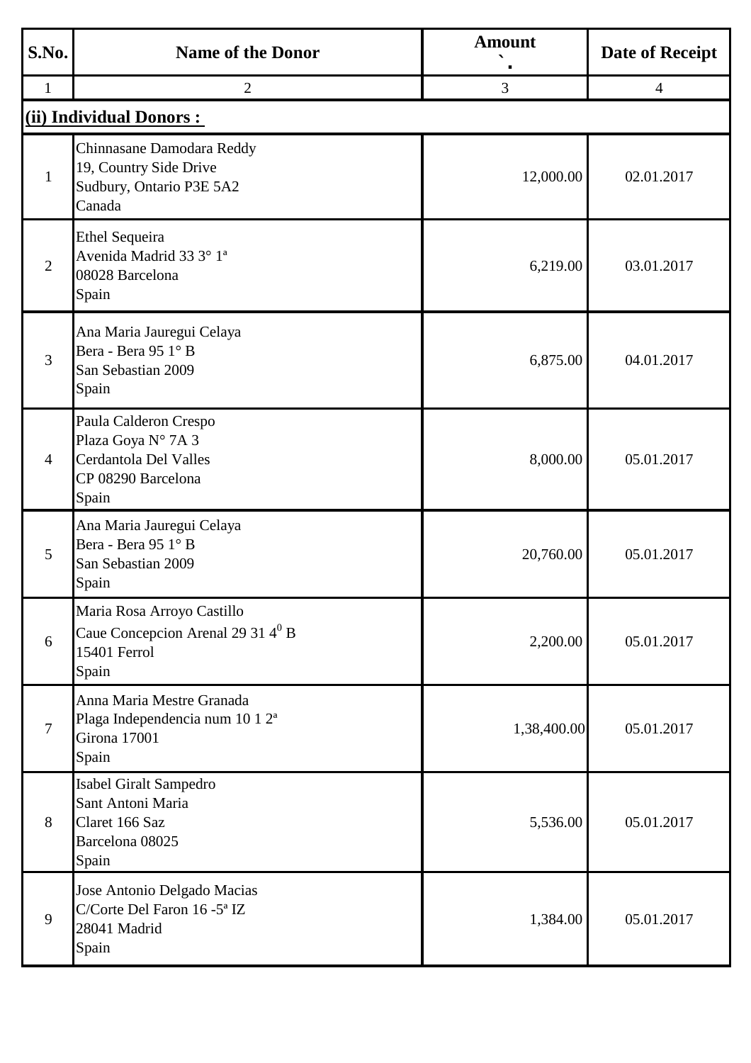| S.No. | Name of the Donor | Amount ` | Date of Receipt |
|---|---|---|---|
| 1 | 2 | 3 | 4 |
| **(ii) Individual Donors :** | | | |
| 1 | Chinnasane Damodara Reddy<br>19, Country Side Drive<br>Sudbury, Ontario P3E 5A2<br>Canada | 12,000.00 | 02.01.2017 |
| 2 | Ethel Sequeira<br>Avenida Madrid 33 3° 1ª<br>08028 Barcelona<br>Spain | 6,219.00 | 03.01.2017 |
| 3 | Ana Maria Jauregui Celaya<br>Bera - Bera 95 1° B<br>San Sebastian 2009<br>Spain | 6,875.00 | 04.01.2017 |
| 4 | Paula Calderon Crespo<br>Plaza Goya N° 7A 3<br>Cerdantola Del Valles<br>CP 08290 Barcelona<br>Spain | 8,000.00 | 05.01.2017 |
| 5 | Ana Maria Jauregui Celaya<br>Bera - Bera 95 1° B<br>San Sebastian 2009<br>Spain | 20,760.00 | 05.01.2017 |
| 6 | Maria Rosa Arroyo Castillo<br>Caue Concepcion Arenal 29 31 $4^0$ B<br>15401 Ferrol<br>Spain | 2,200.00 | 05.01.2017 |
| 7 | Anna Maria Mestre Granada<br>Plaga Independencia num 10 1 2ª<br>Girona 17001<br>Spain | 1,38,400.00 | 05.01.2017 |
| 8 | Isabel Giralt Sampedro<br>Sant Antoni Maria<br>Claret 166 Saz<br>Barcelona 08025<br>Spain | 5,536.00 | 05.01.2017 |
| 9 | Jose Antonio Delgado Macias<br>C/Corte Del Faron 16 -5ª IZ<br>28041 Madrid<br>Spain | 1,384.00 | 05.01.2017 |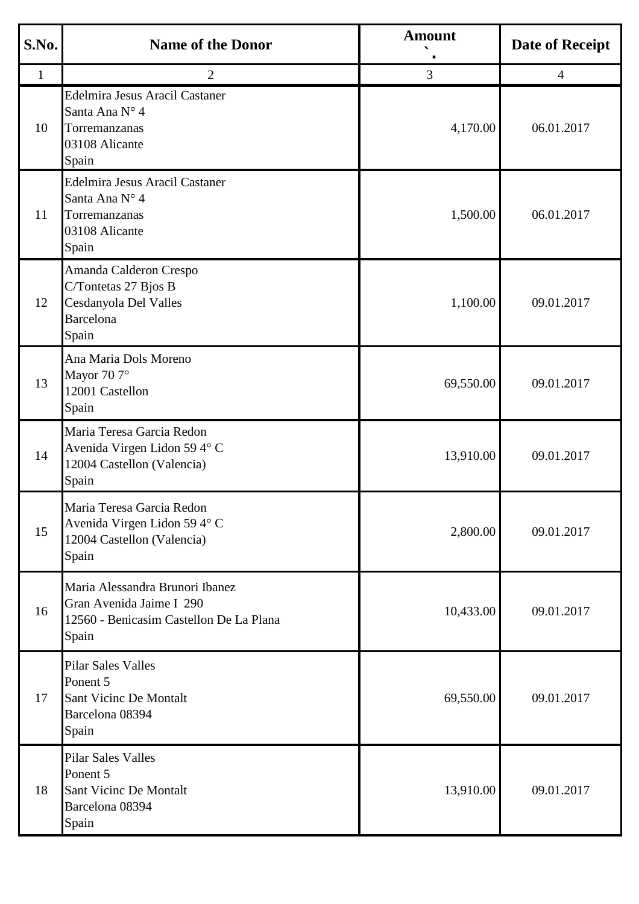| S.No. | Name of the Donor | Amount ` . | Date of Receipt |
|---|---|---|---|
| 1 | 2 | 3 | 4 |
| 10 | Edelmira Jesus Aracil Castaner<br>Santa Ana N° 4<br>Torremanzanas<br>03108 Alicante<br>Spain | 4,170.00 | 06.01.2017 |
| 11 | Edelmira Jesus Aracil Castaner<br>Santa Ana N° 4<br>Torremanzanas<br>03108 Alicante<br>Spain | 1,500.00 | 06.01.2017 |
| 12 | Amanda Calderon Crespo<br>C/Tontetas 27 Bjos B<br>Cesdanyola Del Valles<br>Barcelona<br>Spain | 1,100.00 | 09.01.2017 |
| 13 | Ana Maria Dols Moreno<br>Mayor 70 7°<br>12001 Castellon<br>Spain | 69,550.00 | 09.01.2017 |
| 14 | Maria Teresa Garcia Redon<br>Avenida Virgen Lidon 59 4° C<br>12004 Castellon (Valencia)<br>Spain | 13,910.00 | 09.01.2017 |
| 15 | Maria Teresa Garcia Redon<br>Avenida Virgen Lidon 59 4° C<br>12004 Castellon (Valencia)<br>Spain | 2,800.00 | 09.01.2017 |
| 16 | Maria Alessandra Brunori Ibanez<br>Gran Avenida Jaime I 290<br>12560 - Benicasim Castellon De La Plana<br>Spain | 10,433.00 | 09.01.2017 |
| 17 | Pilar Sales Valles<br>Ponent 5<br>Sant Vicinc De Montalt<br>Barcelona 08394<br>Spain | 69,550.00 | 09.01.2017 |
| 18 | Pilar Sales Valles<br>Ponent 5<br>Sant Vicinc De Montalt<br>Barcelona 08394<br>Spain | 13,910.00 | 09.01.2017 |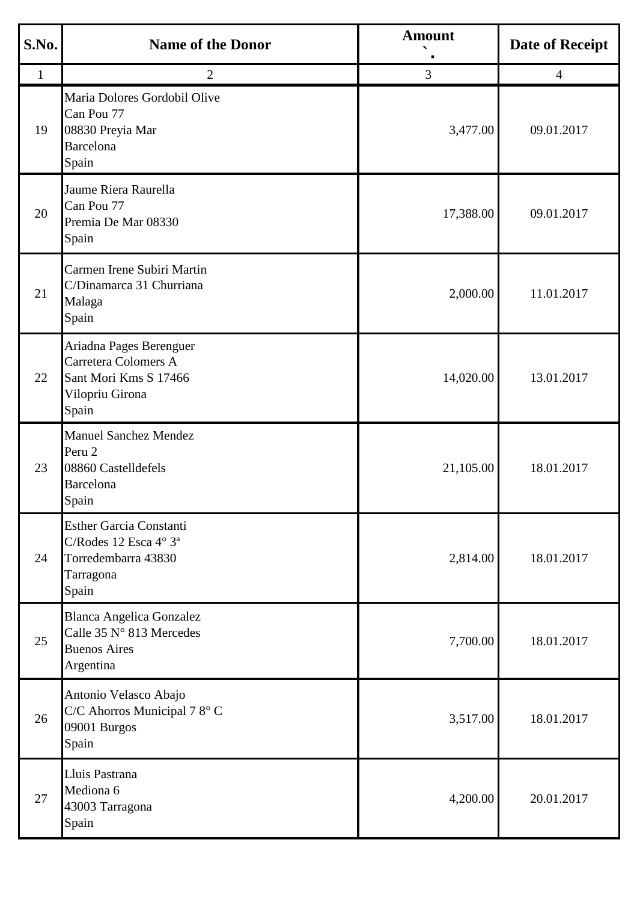| S.No. | Name of the Donor | Amount ` | Date of Receipt |
|---|---|---|---|
| 1 | 2 | 3 | 4 |
| 19 | Maria Dolores Gordobil Olive<br>Can Pou 77<br>08830 Preyia Mar<br>Barcelona<br>Spain | 3,477.00 | 09.01.2017 |
| 20 | Jaume Riera Raurella<br>Can Pou 77<br>Premia De Mar 08330<br>Spain | 17,388.00 | 09.01.2017 |
| 21 | Carmen Irene Subiri Martin<br>C/Dinamarca 31 Churriana<br>Malaga<br>Spain | 2,000.00 | 11.01.2017 |
| 22 | Ariadna Pages Berenguer<br>Carretera Colomers A<br>Sant Mori Kms S 17466<br>Vilopriu Girona<br>Spain | 14,020.00 | 13.01.2017 |
| 23 | Manuel Sanchez Mendez<br>Peru 2<br>08860 Castelldefels<br>Barcelona<br>Spain | 21,105.00 | 18.01.2017 |
| 24 | Esther Garcia Constanti<br>C/Rodes 12 Esca 4° 3ª<br>Torredembarra 43830<br>Tarragona<br>Spain | 2,814.00 | 18.01.2017 |
| 25 | Blanca Angelica Gonzalez<br>Calle 35 N° 813 Mercedes<br>Buenos Aires<br>Argentina | 7,700.00 | 18.01.2017 |
| 26 | Antonio Velasco Abajo<br>C/C Ahorros Municipal 7 8° C<br>09001 Burgos<br>Spain | 3,517.00 | 18.01.2017 |
| 27 | Lluis Pastrana<br>Mediona 6<br>43003 Tarragona<br>Spain | 4,200.00 | 20.01.2017 |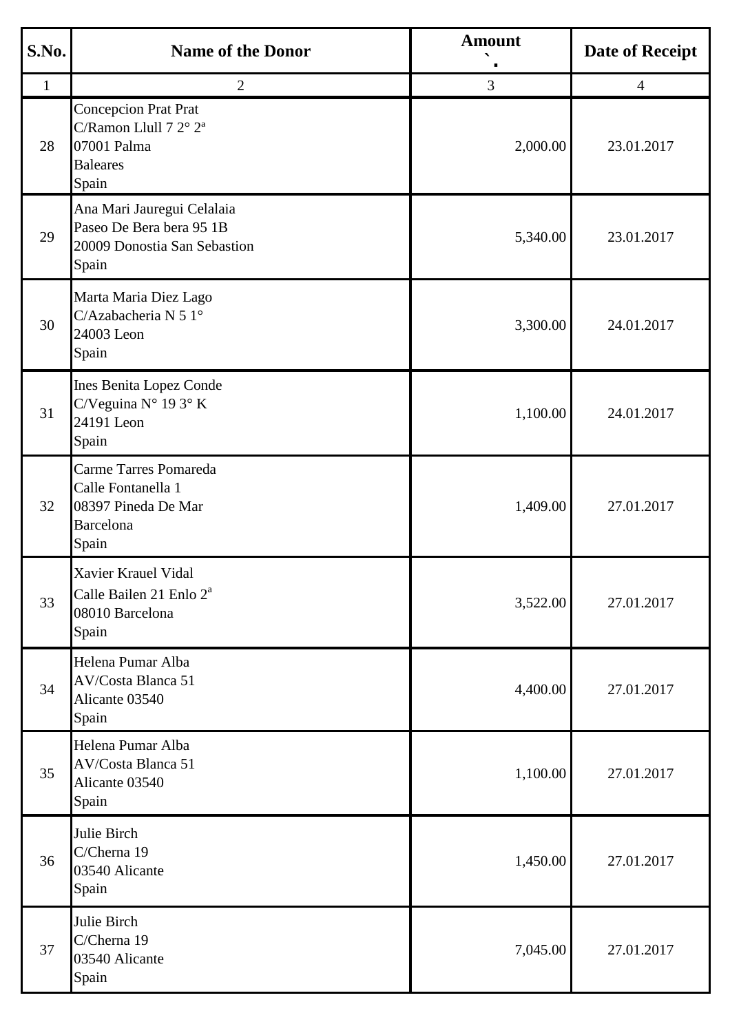| S.No. | Name of the Donor | Amount<br>`. | Date of Receipt |
|---|---|---|---|
| 1 | 2 | 3 | 4 |
| 28 | Concepcion Prat Prat<br>C/Ramon Llull 7 2° 2ª<br>07001 Palma<br>Baleares<br>Spain | 2,000.00 | 23.01.2017 |
| 29 | Ana Mari Jauregui Celalaia<br>Paseo De Bera bera 95 1B<br>20009 Donostia San Sebastion<br>Spain | 5,340.00 | 23.01.2017 |
| 30 | Marta Maria Diez Lago<br>C/Azabacheria N 5 1°<br>24003 Leon<br>Spain | 3,300.00 | 24.01.2017 |
| 31 | Ines Benita Lopez Conde<br>C/Veguina N° 19 3° K<br>24191 Leon<br>Spain | 1,100.00 | 24.01.2017 |
| 32 | Carme Tarres Pomareda<br>Calle Fontanella 1<br>08397 Pineda De Mar<br>Barcelona<br>Spain | 1,409.00 | 27.01.2017 |
| 33 | Xavier Krauel Vidal<br>Calle Bailen 21 Enlo 2ª<br>08010 Barcelona<br>Spain | 3,522.00 | 27.01.2017 |
| 34 | Helena Pumar Alba<br>AV/Costa Blanca 51<br>Alicante 03540<br>Spain | 4,400.00 | 27.01.2017 |
| 35 | Helena Pumar Alba<br>AV/Costa Blanca 51<br>Alicante 03540<br>Spain | 1,100.00 | 27.01.2017 |
| 36 | Julie Birch<br>C/Cherna 19<br>03540 Alicante<br>Spain | 1,450.00 | 27.01.2017 |
| 37 | Julie Birch<br>C/Cherna 19<br>03540 Alicante<br>Spain | 7,045.00 | 27.01.2017 |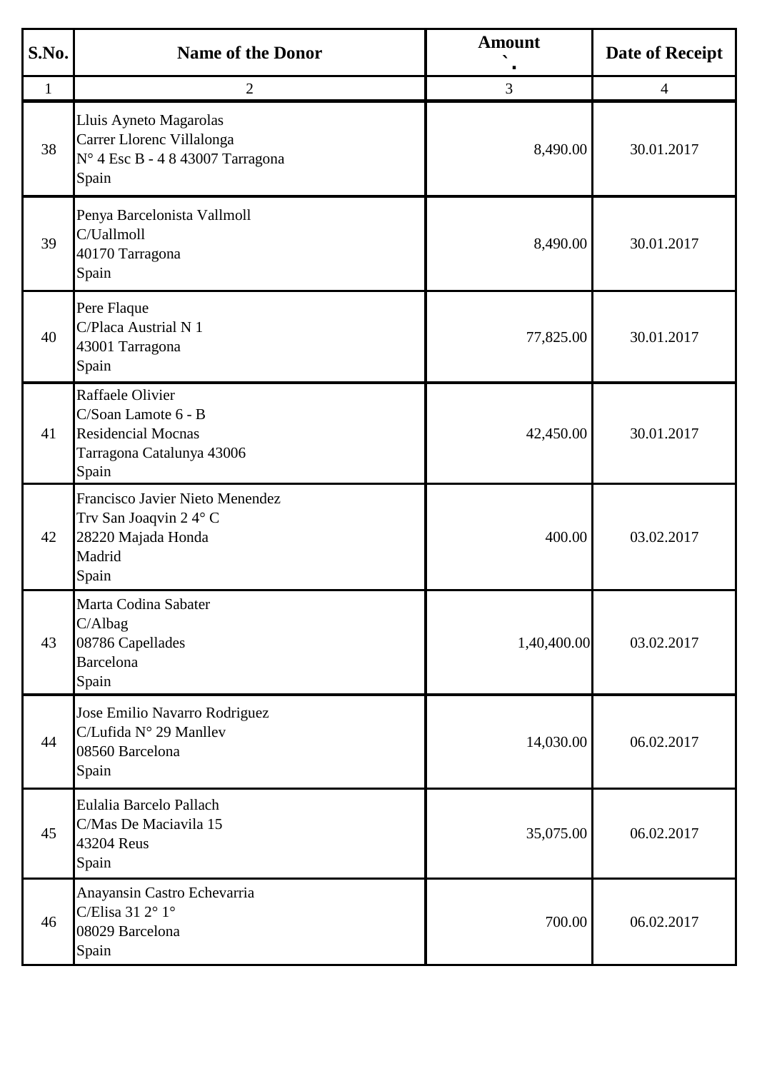| S.No. | Name of the Donor | Amount ` | Date of Receipt |
|---|---|---|---|
| 1 | 2 | 3 | 4 |
| 38 | Lluis Ayneto Magarolas<br>Carrer Llorenc Villalonga<br>N° 4 Esc B - 4 8 43007 Tarragona<br>Spain | 8,490.00 | 30.01.2017 |
| 39 | Penya Barcelonista Vallmoll<br>C/Uallmoll<br>40170 Tarragona<br>Spain | 8,490.00 | 30.01.2017 |
| 40 | Pere Flaque<br>C/Placa Austrial N 1<br>43001 Tarragona<br>Spain | 77,825.00 | 30.01.2017 |
| 41 | Raffaele Olivier<br>C/Soan Lamote 6 - B<br>Residencial Mocnas<br>Tarragona Catalunya 43006<br>Spain | 42,450.00 | 30.01.2017 |
| 42 | Francisco Javier Nieto Menendez<br>Trv San Joaqvin 2 4° C<br>28220 Majada Honda<br>Madrid<br>Spain | 400.00 | 03.02.2017 |
| 43 | Marta Codina Sabater<br>C/Albag<br>08786 Capellades<br>Barcelona<br>Spain | 1,40,400.00 | 03.02.2017 |
| 44 | Jose Emilio Navarro Rodriguez<br>C/Lufida N° 29 Manllev<br>08560 Barcelona<br>Spain | 14,030.00 | 06.02.2017 |
| 45 | Eulalia Barcelo Pallach<br>C/Mas De Maciavila 15<br>43204 Reus<br>Spain | 35,075.00 | 06.02.2017 |
| 46 | Anayansin Castro Echevarria<br>C/Elisa 31 2° 1°<br>08029 Barcelona<br>Spain | 700.00 | 06.02.2017 |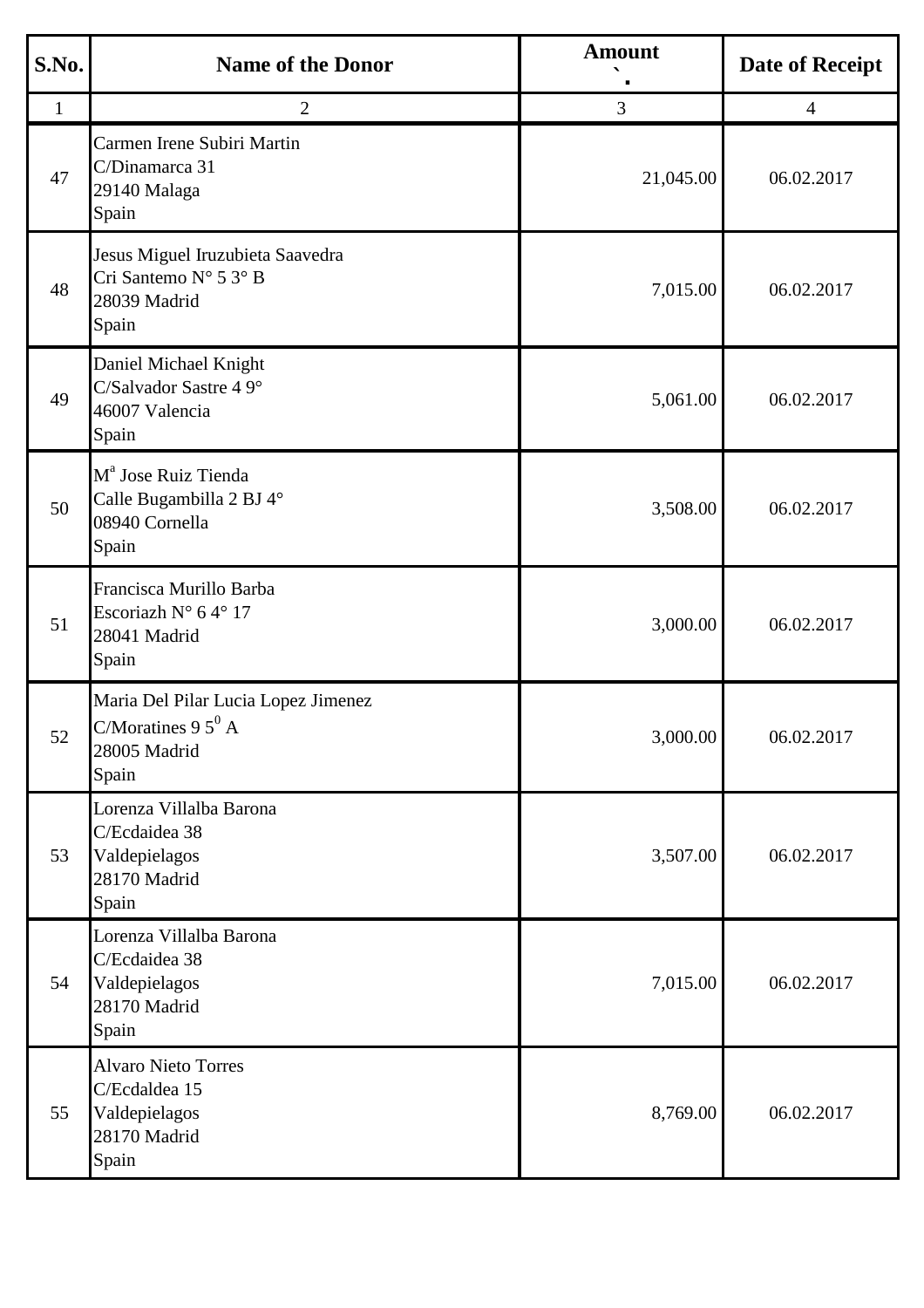| S.No. | Name of the Donor | Amount ` | Date of Receipt |
|---|---|---|---|
| 1 | 2 | 3 | 4 |
| 47 | Carmen Irene Subiri Martin<br>C/Dinamarca 31<br>29140 Malaga<br>Spain | 21,045.00 | 06.02.2017 |
| 48 | Jesus Miguel Iruzubieta Saavedra<br>Cri Santemo N° 5 3° B<br>28039 Madrid<br>Spain | 7,015.00 | 06.02.2017 |
| 49 | Daniel Michael Knight<br>C/Salvador Sastre 4 9°<br>46007 Valencia<br>Spain | 5,061.00 | 06.02.2017 |
| 50 | Mª Jose Ruiz Tienda<br>Calle Bugambilla 2 BJ 4°<br>08940 Cornella<br>Spain | 3,508.00 | 06.02.2017 |
| 51 | Francisca Murillo Barba<br>Escoriazh N° 6 4° 17<br>28041 Madrid<br>Spain | 3,000.00 | 06.02.2017 |
| 52 | Maria Del Pilar Lucia Lopez Jimenez<br>C/Moratines 9 5⁰ A<br>28005 Madrid<br>Spain | 3,000.00 | 06.02.2017 |
| 53 | Lorenza Villalba Barona<br>C/Ecdaidea 38<br>Valdepielagos<br>28170 Madrid<br>Spain | 3,507.00 | 06.02.2017 |
| 54 | Lorenza Villalba Barona<br>C/Ecdaidea 38<br>Valdepielagos<br>28170 Madrid<br>Spain | 7,015.00 | 06.02.2017 |
| 55 | Alvaro Nieto Torres<br>C/Ecdaldea 15<br>Valdepielagos<br>28170 Madrid<br>Spain | 8,769.00 | 06.02.2017 |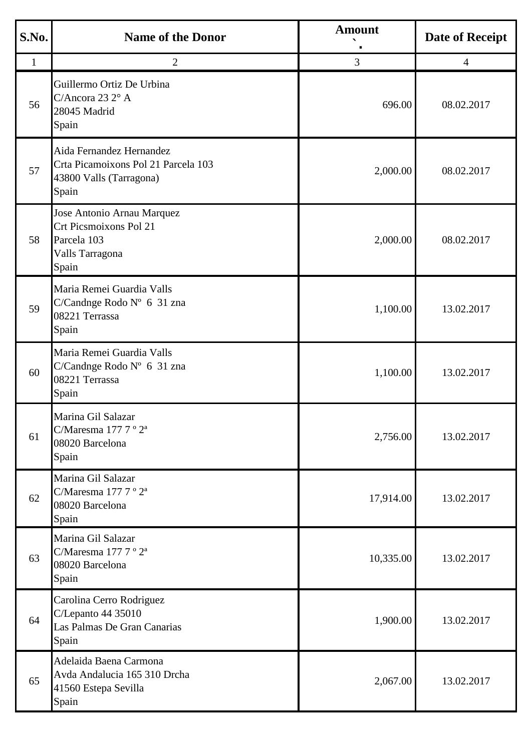| S.No. | Name of the Donor | Amount ` | Date of Receipt |
|---|---|---|---|
| 1 | 2 | 3 | 4 |
| 56 | Guillermo Ortiz De Urbina<br>C/Ancora 23 2° A<br>28045 Madrid<br>Spain | 696.00 | 08.02.2017 |
| 57 | Aida Fernandez Hernandez<br>Crta Picamoixons Pol 21 Parcela 103<br>43800 Valls (Tarragona)<br>Spain | 2,000.00 | 08.02.2017 |
| 58 | Jose Antonio Arnau Marquez<br>Crt Picsmoixons Pol 21<br>Parcela 103<br>Valls Tarragona<br>Spain | 2,000.00 | 08.02.2017 |
| 59 | Maria Remei Guardia Valls<br>C/Candnge Rodo Nº 6 31 zna<br>08221 Terrassa<br>Spain | 1,100.00 | 13.02.2017 |
| 60 | Maria Remei Guardia Valls<br>C/Candnge Rodo Nº 6 31 zna<br>08221 Terrassa<br>Spain | 1,100.00 | 13.02.2017 |
| 61 | Marina Gil Salazar<br>C/Maresma 177 7 º 2ª<br>08020 Barcelona<br>Spain | 2,756.00 | 13.02.2017 |
| 62 | Marina Gil Salazar<br>C/Maresma 177 7 º 2ª<br>08020 Barcelona<br>Spain | 17,914.00 | 13.02.2017 |
| 63 | Marina Gil Salazar<br>C/Maresma 177 7 º 2ª<br>08020 Barcelona<br>Spain | 10,335.00 | 13.02.2017 |
| 64 | Carolina Cerro Rodriguez<br>C/Lepanto 44 35010<br>Las Palmas De Gran Canarias<br>Spain | 1,900.00 | 13.02.2017 |
| 65 | Adelaida Baena Carmona<br>Avda Andalucia 165 310 Drcha<br>41560 Estepa Sevilla<br>Spain | 2,067.00 | 13.02.2017 |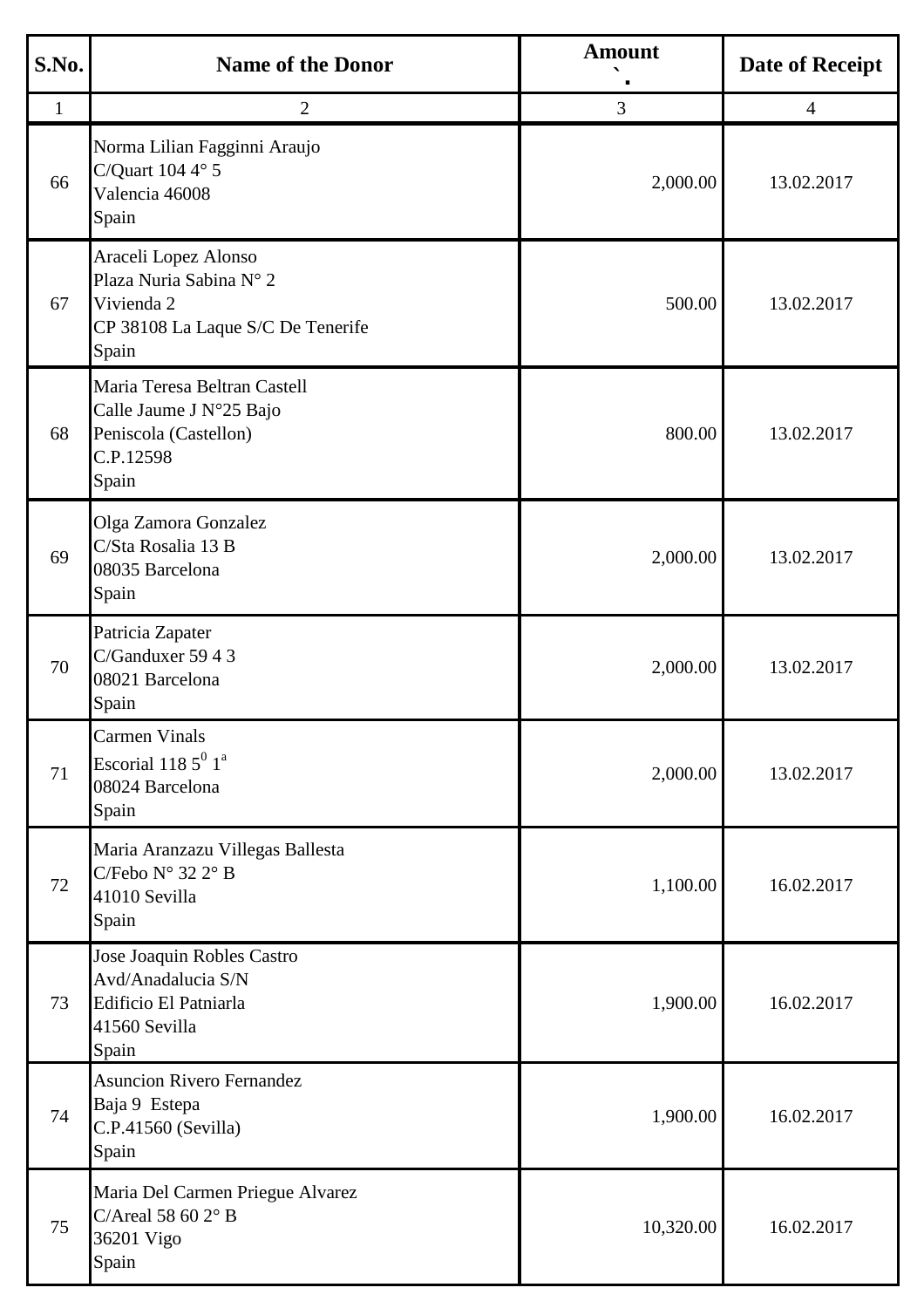| S.No. | Name of the Donor | Amount ` . | Date of Receipt |
|---|---|---|---|
| 1 | 2 | 3 | 4 |
| 66 | Norma Lilian Fagginni Araujo<br>C/Quart 104 4° 5<br>Valencia 46008<br>Spain | 2,000.00 | 13.02.2017 |
| 67 | Araceli Lopez Alonso<br>Plaza Nuria Sabina N° 2<br>Vivienda 2<br>CP 38108 La Laque S/C De Tenerife<br>Spain | 500.00 | 13.02.2017 |
| 68 | Maria Teresa Beltran Castell<br>Calle Jaume J N°25 Bajo<br>Peniscola (Castellon)<br>C.P.12598<br>Spain | 800.00 | 13.02.2017 |
| 69 | Olga Zamora Gonzalez<br>C/Sta Rosalia 13 B<br>08035 Barcelona<br>Spain | 2,000.00 | 13.02.2017 |
| 70 | Patricia Zapater<br>C/Ganduxer 59 4 3<br>08021 Barcelona<br>Spain | 2,000.00 | 13.02.2017 |
| 71 | Carmen Vinals<br>Escorial 118 $5^{0}$ $1^{a}$<br>08024 Barcelona<br>Spain | 2,000.00 | 13.02.2017 |
| 72 | Maria Aranzazu Villegas Ballesta<br>C/Febo N° 32 2° B<br>41010 Sevilla<br>Spain | 1,100.00 | 16.02.2017 |
| 73 | Jose Joaquin Robles Castro<br>Avd/Anadalucia S/N<br>Edificio El Patniarla<br>41560 Sevilla<br>Spain | 1,900.00 | 16.02.2017 |
| 74 | Asuncion Rivero Fernandez<br>Baja 9 Estepa<br>C.P.41560 (Sevilla)<br>Spain | 1,900.00 | 16.02.2017 |
| 75 | Maria Del Carmen Priegue Alvarez<br>C/Areal 58 60 2° B<br>36201 Vigo<br>Spain | 10,320.00 | 16.02.2017 |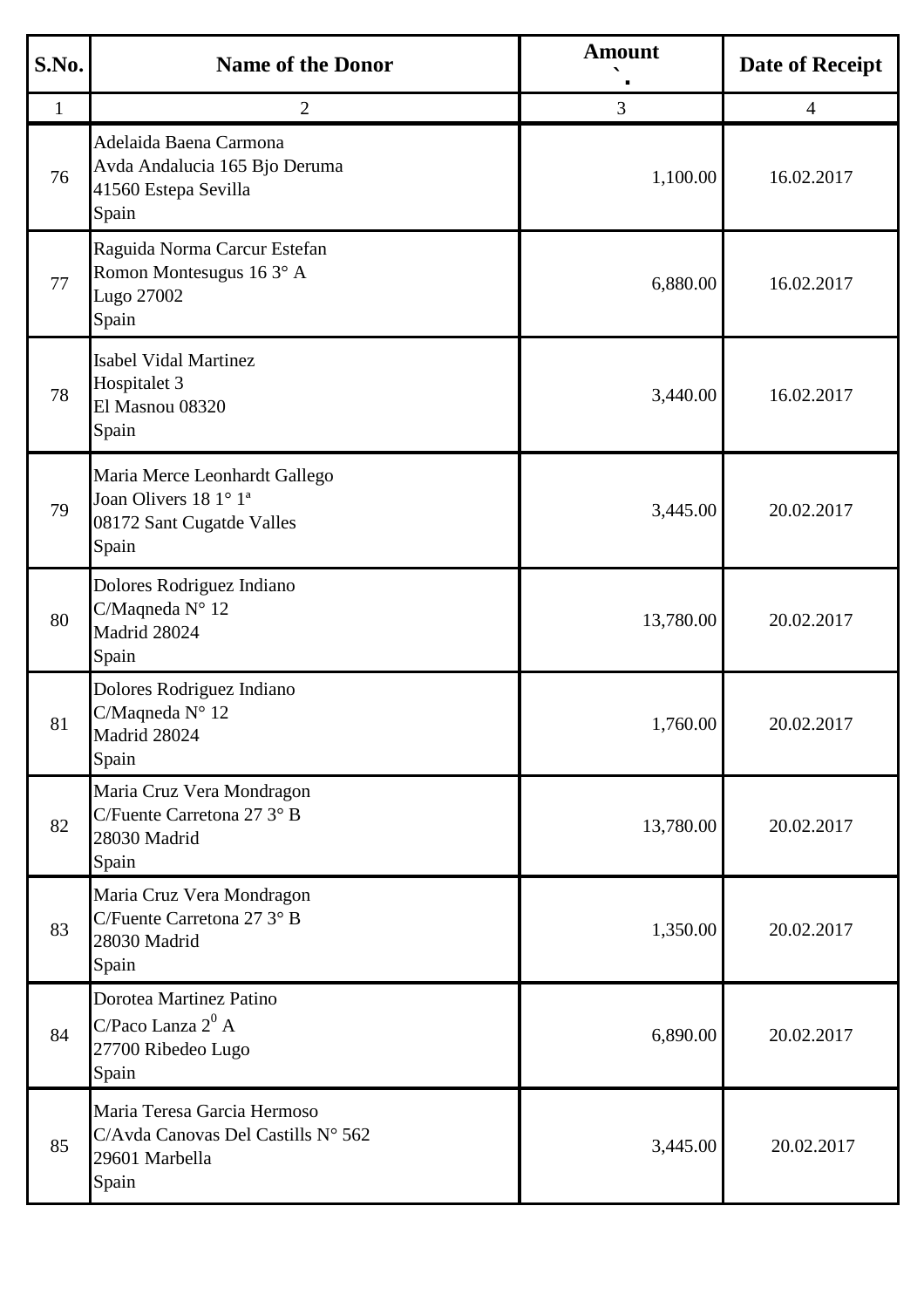| S.No. | Name of the Donor | Amount ` | Date of Receipt |
|---|---|---|---|
| 1 | 2 | 3 | 4 |
| 76 | Adelaida Baena Carmona<br>Avda Andalucia 165 Bjo Deruma<br>41560 Estepa Sevilla<br>Spain | 1,100.00 | 16.02.2017 |
| 77 | Raguida Norma Carcur Estefan<br>Romon Montesugus 16 3° A<br>Lugo 27002<br>Spain | 6,880.00 | 16.02.2017 |
| 78 | Isabel Vidal Martinez<br>Hospitalet 3<br>El Masnou 08320<br>Spain | 3,440.00 | 16.02.2017 |
| 79 | Maria Merce Leonhardt Gallego<br>Joan Olivers 18 1° 1ª<br>08172 Sant Cugatde Valles<br>Spain | 3,445.00 | 20.02.2017 |
| 80 | Dolores Rodriguez Indiano<br>C/Maqneda N° 12<br>Madrid 28024<br>Spain | 13,780.00 | 20.02.2017 |
| 81 | Dolores Rodriguez Indiano<br>C/Maqneda N° 12<br>Madrid 28024<br>Spain | 1,760.00 | 20.02.2017 |
| 82 | Maria Cruz Vera Mondragon<br>C/Fuente Carretona 27 3° B<br>28030 Madrid<br>Spain | 13,780.00 | 20.02.2017 |
| 83 | Maria Cruz Vera Mondragon<br>C/Fuente Carretona 27 3° B<br>28030 Madrid<br>Spain | 1,350.00 | 20.02.2017 |
| 84 | Dorotea Martinez Patino<br>C/Paco Lanza $2^0$ A<br>27700 Ribedeo Lugo<br>Spain | 6,890.00 | 20.02.2017 |
| 85 | Maria Teresa Garcia Hermoso<br>C/Avda Canovas Del Castills N° 562<br>29601 Marbella<br>Spain | 3,445.00 | 20.02.2017 |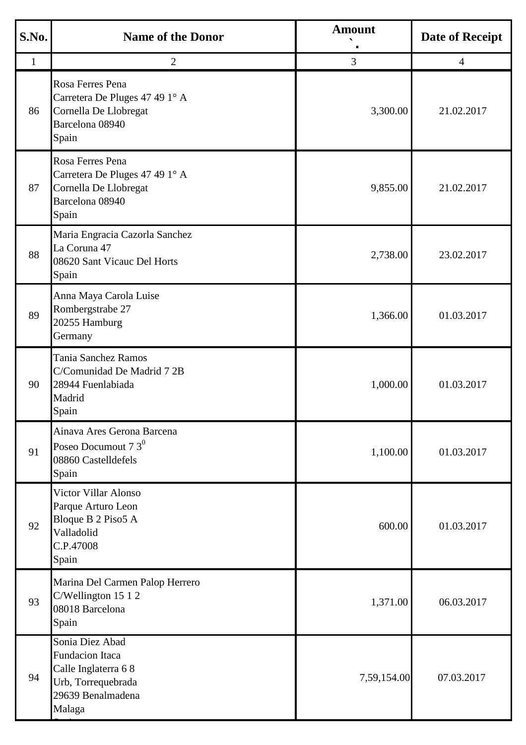| S.No. | Name of the Donor | Amount ` | Date of Receipt |
|---|---|---|---|
| 1 | 2 | 3 | 4 |
| 86 | Rosa Ferres Pena<br>Carretera De Pluges 47 49 1° A<br>Cornella De Llobregat<br>Barcelona 08940<br>Spain | 3,300.00 | 21.02.2017 |
| 87 | Rosa Ferres Pena<br>Carretera De Pluges 47 49 1° A<br>Cornella De Llobregat<br>Barcelona 08940<br>Spain | 9,855.00 | 21.02.2017 |
| 88 | Maria Engracia Cazorla Sanchez<br>La Coruna 47<br>08620 Sant Vicauc Del Horts<br>Spain | 2,738.00 | 23.02.2017 |
| 89 | Anna Maya Carola Luise<br>Rombergstrabe 27<br>20255 Hamburg<br>Germany | 1,366.00 | 01.03.2017 |
| 90 | Tania Sanchez Ramos<br>C/Comunidad De Madrid 7 2B<br>28944 Fuenlabiada<br>Madrid<br>Spain | 1,000.00 | 01.03.2017 |
| 91 | Ainava Ares Gerona Barcena<br>Poseo Documout 7 $3^0$<br>08860 Castelldefels<br>Spain | 1,100.00 | 01.03.2017 |
| 92 | Victor Villar Alonso<br>Parque Arturo Leon<br>Bloque B 2 Piso5 A<br>Valladolid<br>C.P.47008<br>Spain | 600.00 | 01.03.2017 |
| 93 | Marina Del Carmen Palop Herrero<br>C/Wellington 15 1 2<br>08018 Barcelona<br>Spain | 1,371.00 | 06.03.2017 |
| 94 | Sonia Diez Abad<br>Fundacion Itaca<br>Calle Inglaterra 6 8<br>Urb, Torrequebrada<br>29639 Benalmadena<br>Malaga | 7,59,154.00 | 07.03.2017 |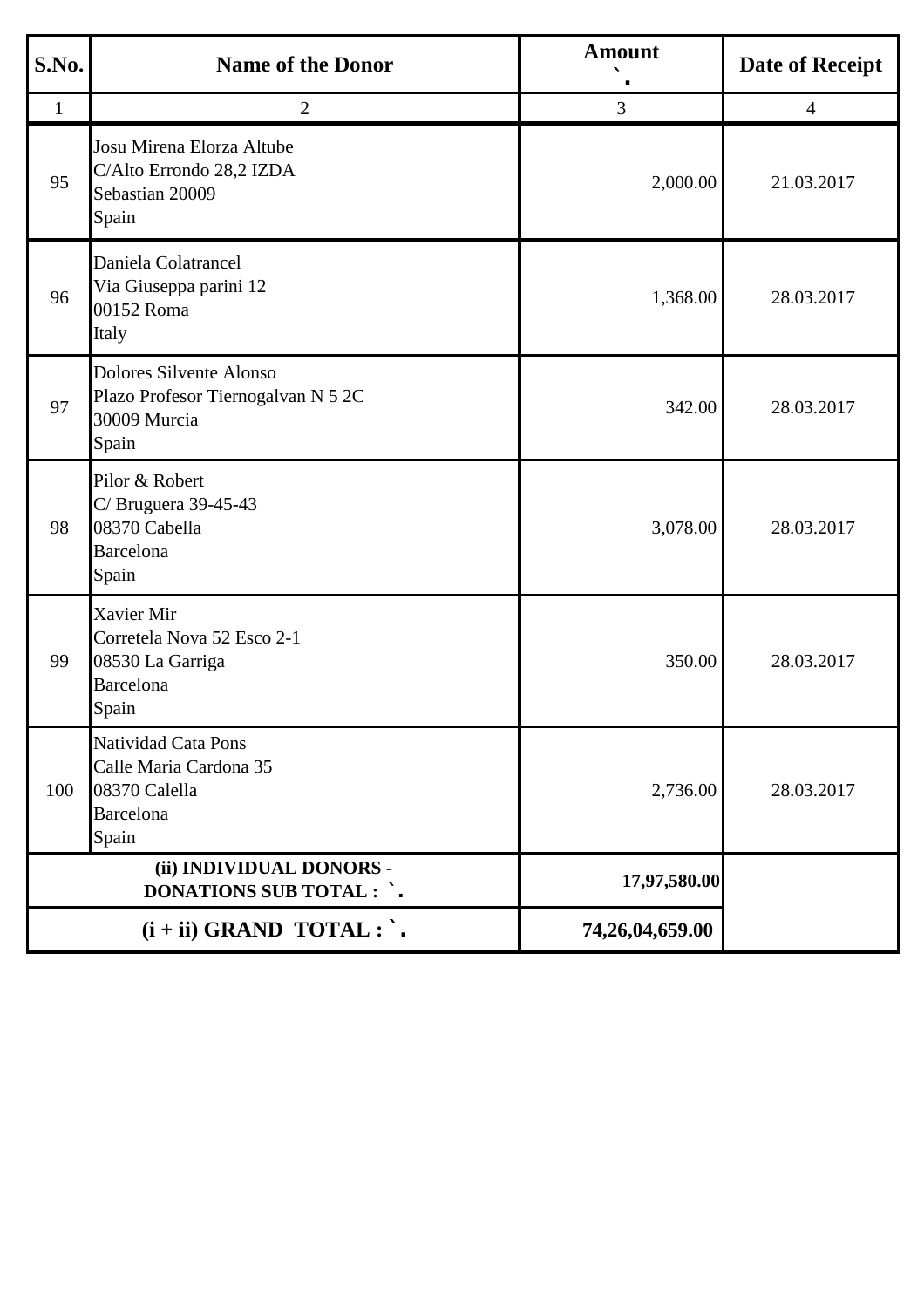| S.No. | Name of the Donor | Amount ` | Date of Receipt |
|---|---|---|---|
| 1 | 2 | 3 | 4 |
| 95 | Josu Mirena Elorza Altube<br>C/Alto Errondo 28,2 IZDA<br>Sebastian 20009<br>Spain | 2,000.00 | 21.03.2017 |
| 96 | Daniela Colatrancel<br>Via Giuseppa parini 12<br>00152 Roma<br>Italy | 1,368.00 | 28.03.2017 |
| 97 | Dolores Silvente Alonso<br>Plazo Profesor Tiernogalvan N 5 2C<br>30009 Murcia<br>Spain | 342.00 | 28.03.2017 |
| 98 | Pilor & Robert<br>C/ Bruguera 39-45-43<br>08370 Cabella<br>Barcelona<br>Spain | 3,078.00 | 28.03.2017 |
| 99 | Xavier Mir<br>Corretela Nova 52 Esco 2-1<br>08530 La Garriga<br>Barcelona<br>Spain | 350.00 | 28.03.2017 |
| 100 | Natividad Cata Pons<br>Calle Maria Cardona 35<br>08370 Calella<br>Barcelona<br>Spain | 2,736.00 | 28.03.2017 |
| **(ii) INDIVIDUAL DONORS - DONATIONS SUB TOTAL : `.** | | **17,97,580.00** | |
| **(i + ii) GRAND TOTAL : `.** | | **74,26,04,659.00** | |